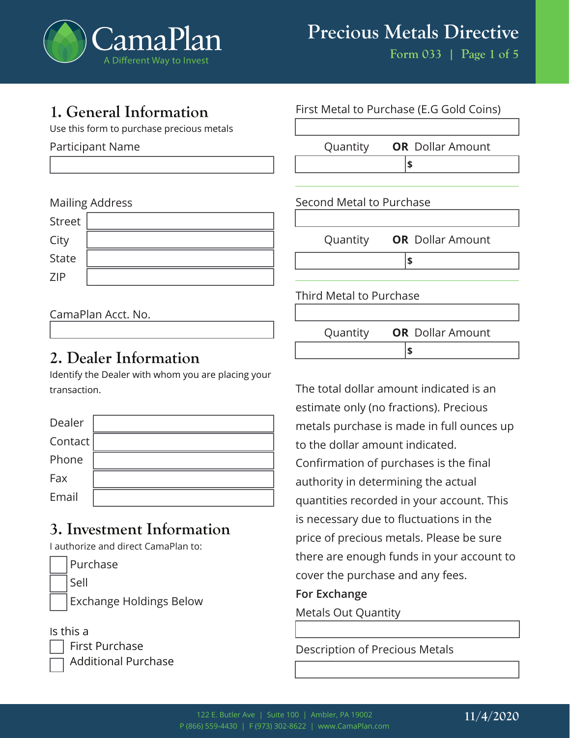CamaPlan
A Different Way to Invest

# Precious Metals Directive

Form 033

## 1. General Information

Use this form to purchase precious metals

Participant Name

Mailing Address

Street

City

State

ZIP

CamaPlan Acct. No.

## 2. Dealer Information

Identify the Dealer with whom you are placing your transaction.

Dealer

Contact

Phone

Fax

Email

## 3. Investment Information

I authorize and direct CamaPlan to:

- [ ] Purchase
- [ ] Sell
- [ ] Exchange Holdings Below

Is this a

- [ ] First Purchase
- [ ] Additional Purchase

First Metal to Purchase (E.G Gold Coins)

Quantity **OR** Dollar Amount

$

Second Metal to Purchase

Quantity **OR** Dollar Amount

$

Third Metal to Purchase

Quantity **OR** Dollar Amount

$

The total dollar amount indicated is an estimate only (no fractions). Precious metals purchase is made in full ounces up to the dollar amount indicated. Confirmation of purchases is the final authority in determining the actual quantities recorded in your account. This is necessary due to fluctuations in the price of precious metals. Please be sure there are enough funds in your account to cover the purchase and any fees.

**For Exchange**

Metals Out Quantity

Description of Precious Metals

122 E. Butler Ave | Suite 100 | Ambler, PA 19002
P (866) 559-4430 | F (973) 302-8622 | www.CamaPlan.com

11/4/2020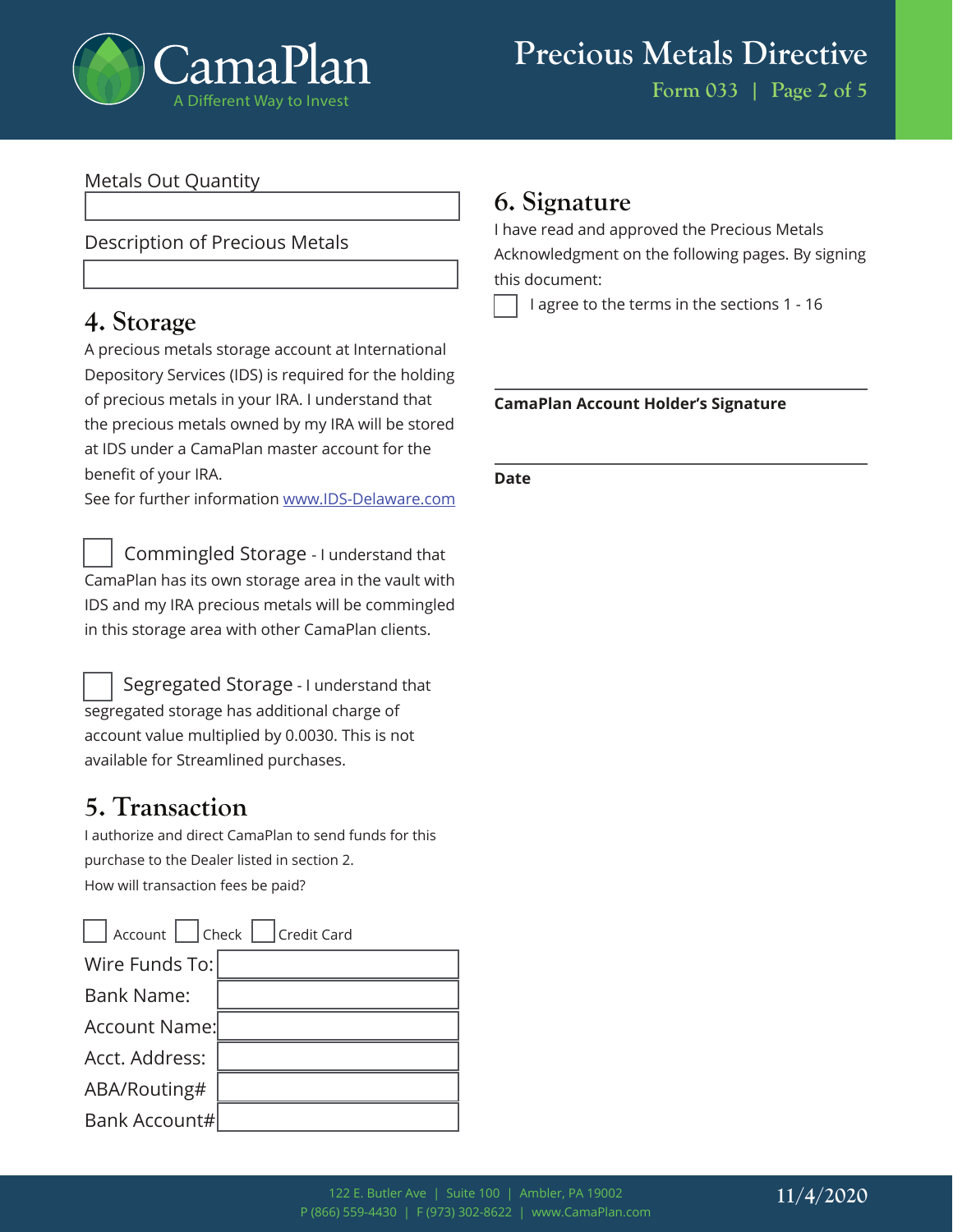Metals Out Quantity

Description of Precious Metals

## 4. Storage

A precious metals storage account at International Depository Services (IDS) is required for the holding of precious metals in your IRA. I understand that the precious metals owned by my IRA will be stored at IDS under a CamaPlan master account for the benefit of your IRA.
See for further information www.IDS-Delaware.com

☐ Commingled Storage - I understand that CamaPlan has its own storage area in the vault with IDS and my IRA precious metals will be commingled in this storage area with other CamaPlan clients.

☐ Segregated Storage - I understand that segregated storage has additional charge of account value multiplied by 0.0030. This is not available for Streamlined purchases.

## 5. Transaction

I authorize and direct CamaPlan to send funds for this purchase to the Dealer listed in section 2.
How will transaction fees be paid?

☐ Account ☐ Check ☐ Credit Card

Wire Funds To:

Bank Name:

Account Name:

Acct. Address:

ABA/Routing#

Bank Account#

## 6. Signature

I have read and approved the Precious Metals Acknowledgment on the following pages. By signing this document:

☐ I agree to the terms in the sections 1 - 16

**CamaPlan Account Holder's Signature**

**Date**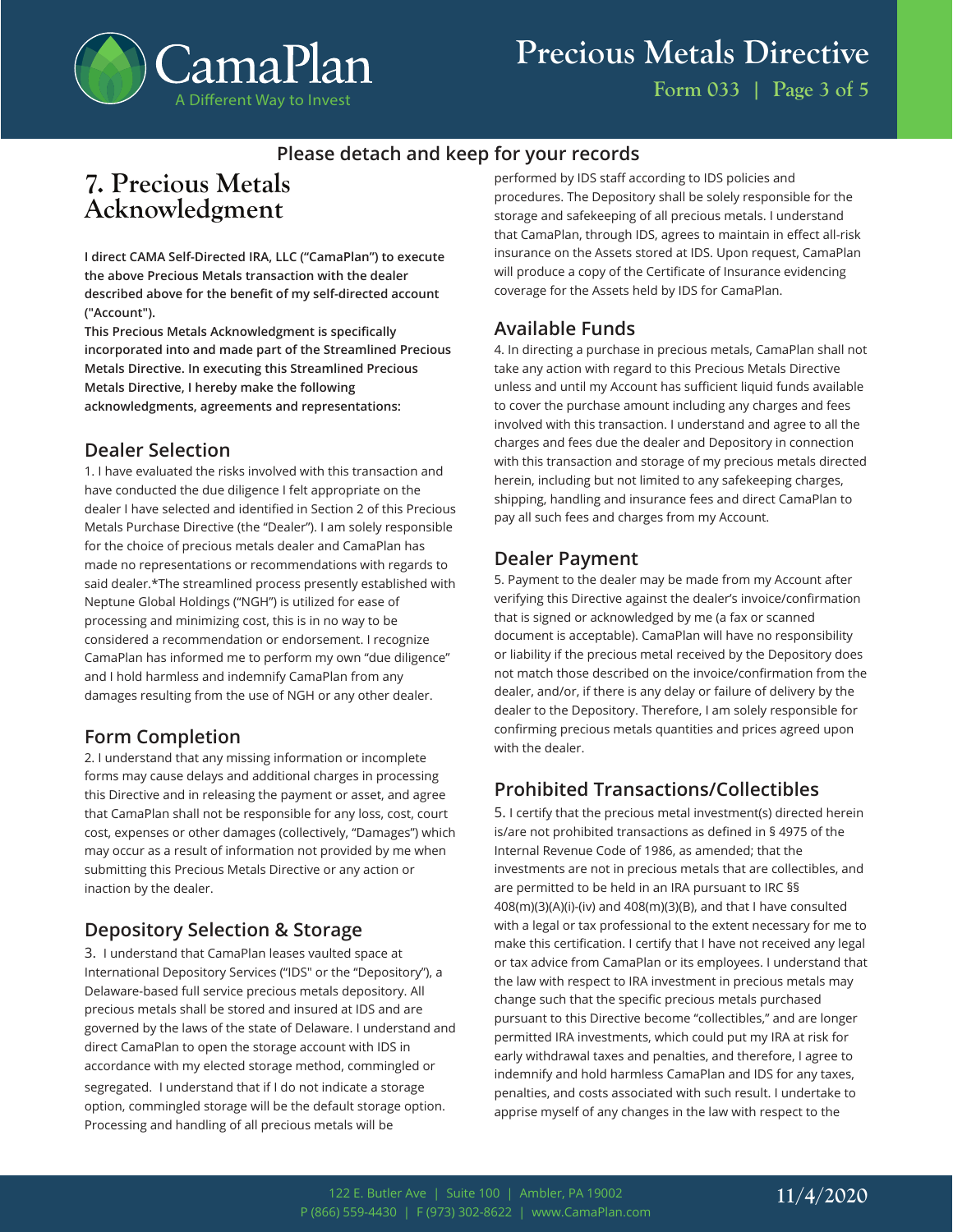Please detach and keep for your records

# 7. Precious Metals Acknowledgment

**I direct CAMA Self-Directed IRA, LLC ("CamaPlan") to execute the above Precious Metals transaction with the dealer described above for the benefit of my self-directed account ("Account").**

**This Precious Metals Acknowledgment is specifically incorporated into and made part of the Streamlined Precious Metals Directive. In executing this Streamlined Precious Metals Directive, I hereby make the following acknowledgments, agreements and representations:**

## Dealer Selection

1. I have evaluated the risks involved with this transaction and have conducted the due diligence I felt appropriate on the dealer I have selected and identified in Section 2 of this Precious Metals Purchase Directive (the "Dealer"). I am solely responsible for the choice of precious metals dealer and CamaPlan has made no representations or recommendations with regards to said dealer.*The streamlined process presently established with Neptune Global Holdings ("NGH") is utilized for ease of processing and minimizing cost, this is in no way to be considered a recommendation or endorsement. I recognize CamaPlan has informed me to perform my own "due diligence" and I hold harmless and indemnify CamaPlan from any damages resulting from the use of NGH or any other dealer.

## Form Completion

2. I understand that any missing information or incomplete forms may cause delays and additional charges in processing this Directive and in releasing the payment or asset, and agree that CamaPlan shall not be responsible for any loss, cost, court cost, expenses or other damages (collectively, "Damages") which may occur as a result of information not provided by me when submitting this Precious Metals Directive or any action or inaction by the dealer.

## Depository Selection & Storage

3. I understand that CamaPlan leases vaulted space at International Depository Services ("IDS" or the "Depository"), a Delaware-based full service precious metals depository. All precious metals shall be stored and insured at IDS and are governed by the laws of the state of Delaware. I understand and direct CamaPlan to open the storage account with IDS in accordance with my elected storage method, commingled or segregated. I understand that if I do not indicate a storage option, commingled storage will be the default storage option. Processing and handling of all precious metals will be performed by IDS staff according to IDS policies and procedures. The Depository shall be solely responsible for the storage and safekeeping of all precious metals. I understand that CamaPlan, through IDS, agrees to maintain in effect all-risk insurance on the Assets stored at IDS. Upon request, CamaPlan will produce a copy of the Certificate of Insurance evidencing coverage for the Assets held by IDS for CamaPlan.

## Available Funds

4. In directing a purchase in precious metals, CamaPlan shall not take any action with regard to this Precious Metals Directive unless and until my Account has sufficient liquid funds available to cover the purchase amount including any charges and fees involved with this transaction. I understand and agree to all the charges and fees due the dealer and Depository in connection with this transaction and storage of my precious metals directed herein, including but not limited to any safekeeping charges, shipping, handling and insurance fees and direct CamaPlan to pay all such fees and charges from my Account.

## Dealer Payment

5. Payment to the dealer may be made from my Account after verifying this Directive against the dealer's invoice/confirmation that is signed or acknowledged by me (a fax or scanned document is acceptable). CamaPlan will have no responsibility or liability if the precious metal received by the Depository does not match those described on the invoice/confirmation from the dealer, and/or, if there is any delay or failure of delivery by the dealer to the Depository. Therefore, I am solely responsible for confirming precious metals quantities and prices agreed upon with the dealer.

## Prohibited Transactions/Collectibles

5. I certify that the precious metal investment(s) directed herein is/are not prohibited transactions as defined in § 4975 of the Internal Revenue Code of 1986, as amended; that the investments are not in precious metals that are collectibles, and are permitted to be held in an IRA pursuant to IRC §§ 408(m)(3)(A)(i)-(iv) and 408(m)(3)(B), and that I have consulted with a legal or tax professional to the extent necessary for me to make this certification. I certify that I have not received any legal or tax advice from CamaPlan or its employees. I understand that the law with respect to IRA investment in precious metals may change such that the specific precious metals purchased pursuant to this Directive become "collectibles," and are longer permitted IRA investments, which could put my IRA at risk for early withdrawal taxes and penalties, and therefore, I agree to indemnify and hold harmless CamaPlan and IDS for any taxes, penalties, and costs associated with such result. I undertake to apprise myself of any changes in the law with respect to the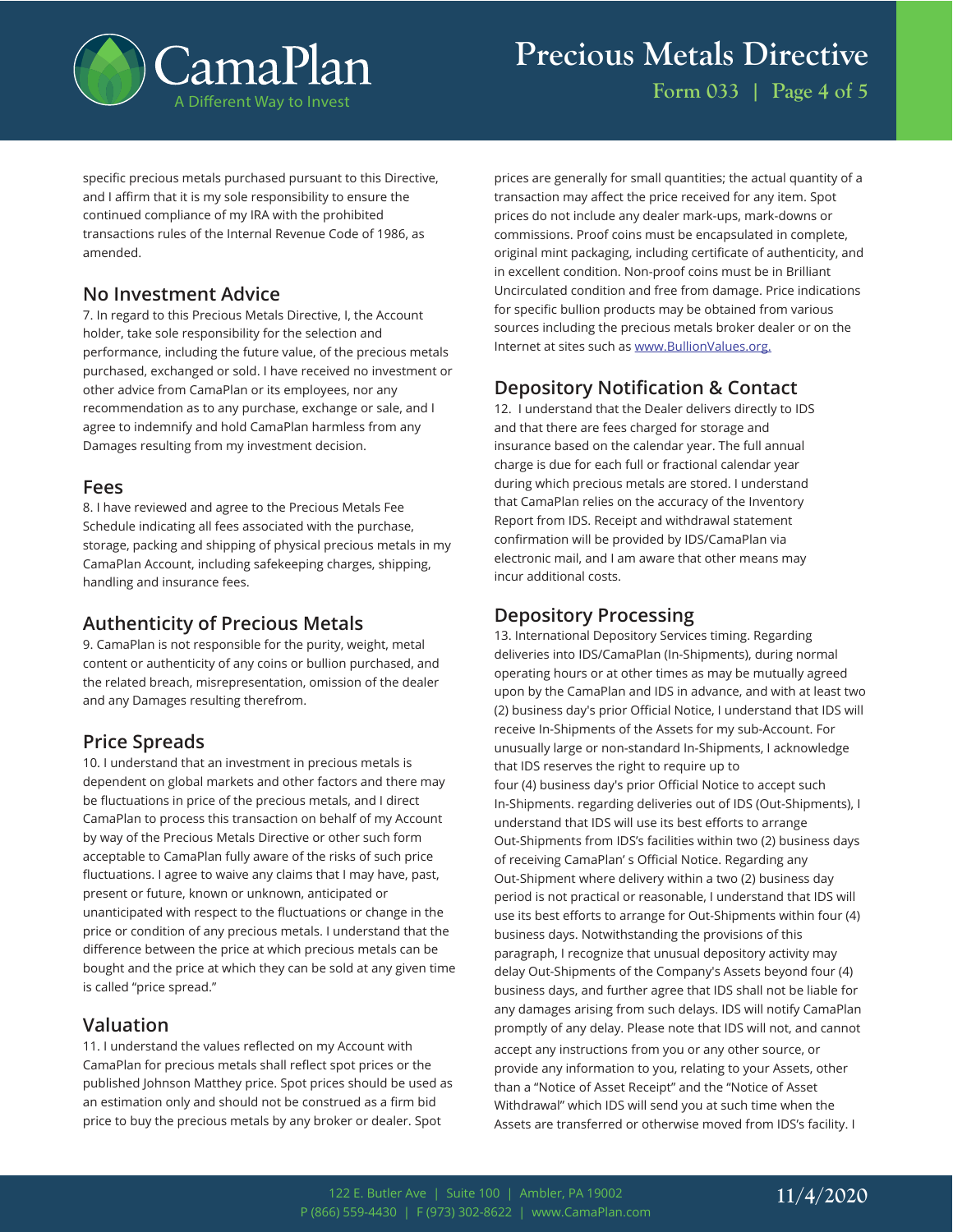specific precious metals purchased pursuant to this Directive, and I affirm that it is my sole responsibility to ensure the continued compliance of my IRA with the prohibited transactions rules of the Internal Revenue Code of 1986, as amended.

## No Investment Advice

7. In regard to this Precious Metals Directive, I, the Account holder, take sole responsibility for the selection and performance, including the future value, of the precious metals purchased, exchanged or sold. I have received no investment or other advice from CamaPlan or its employees, nor any recommendation as to any purchase, exchange or sale, and I agree to indemnify and hold CamaPlan harmless from any Damages resulting from my investment decision.

## Fees

8. I have reviewed and agree to the Precious Metals Fee Schedule indicating all fees associated with the purchase, storage, packing and shipping of physical precious metals in my CamaPlan Account, including safekeeping charges, shipping, handling and insurance fees.

## Authenticity of Precious Metals

9. CamaPlan is not responsible for the purity, weight, metal content or authenticity of any coins or bullion purchased, and the related breach, misrepresentation, omission of the dealer and any Damages resulting therefrom.

## Price Spreads

10. I understand that an investment in precious metals is dependent on global markets and other factors and there may be fluctuations in price of the precious metals, and I direct CamaPlan to process this transaction on behalf of my Account by way of the Precious Metals Directive or other such form acceptable to CamaPlan fully aware of the risks of such price fluctuations. I agree to waive any claims that I may have, past, present or future, known or unknown, anticipated or unanticipated with respect to the fluctuations or change in the price or condition of any precious metals. I understand that the difference between the price at which precious metals can be bought and the price at which they can be sold at any given time is called "price spread."

## Valuation

11. I understand the values reflected on my Account with CamaPlan for precious metals shall reflect spot prices or the published Johnson Matthey price. Spot prices should be used as an estimation only and should not be construed as a firm bid price to buy the precious metals by any broker or dealer. Spot prices are generally for small quantities; the actual quantity of a transaction may affect the price received for any item. Spot prices do not include any dealer mark-ups, mark-downs or commissions. Proof coins must be encapsulated in complete, original mint packaging, including certificate of authenticity, and in excellent condition. Non-proof coins must be in Brilliant Uncirculated condition and free from damage. Price indications for specific bullion products may be obtained from various sources including the precious metals broker dealer or on the Internet at sites such as www.BullionValues.org.

## Depository Notification & Contact

12. I understand that the Dealer delivers directly to IDS and that there are fees charged for storage and insurance based on the calendar year. The full annual charge is due for each full or fractional calendar year during which precious metals are stored. I understand that CamaPlan relies on the accuracy of the Inventory Report from IDS. Receipt and withdrawal statement confirmation will be provided by IDS/CamaPlan via electronic mail, and I am aware that other means may incur additional costs.

## Depository Processing

13. International Depository Services timing. Regarding deliveries into IDS/CamaPlan (In-Shipments), during normal operating hours or at other times as may be mutually agreed upon by the CamaPlan and IDS in advance, and with at least two (2) business day's prior Official Notice, I understand that IDS will receive In-Shipments of the Assets for my sub-Account. For unusually large or non-standard In-Shipments, I acknowledge that IDS reserves the right to require up to four (4) business day's prior Official Notice to accept such In-Shipments. regarding deliveries out of IDS (Out-Shipments), I understand that IDS will use its best efforts to arrange Out-Shipments from IDS's facilities within two (2) business days of receiving CamaPlan' s Official Notice. Regarding any Out-Shipment where delivery within a two (2) business day period is not practical or reasonable, I understand that IDS will use its best efforts to arrange for Out-Shipments within four (4) business days. Notwithstanding the provisions of this paragraph, I recognize that unusual depository activity may delay Out-Shipments of the Company's Assets beyond four (4) business days, and further agree that IDS shall not be liable for any damages arising from such delays. IDS will notify CamaPlan promptly of any delay. Please note that IDS will not, and cannot accept any instructions from you or any other source, or provide any information to you, relating to your Assets, other than a "Notice of Asset Receipt" and the "Notice of Asset Withdrawal" which IDS will send you at such time when the Assets are transferred or otherwise moved from IDS's facility. I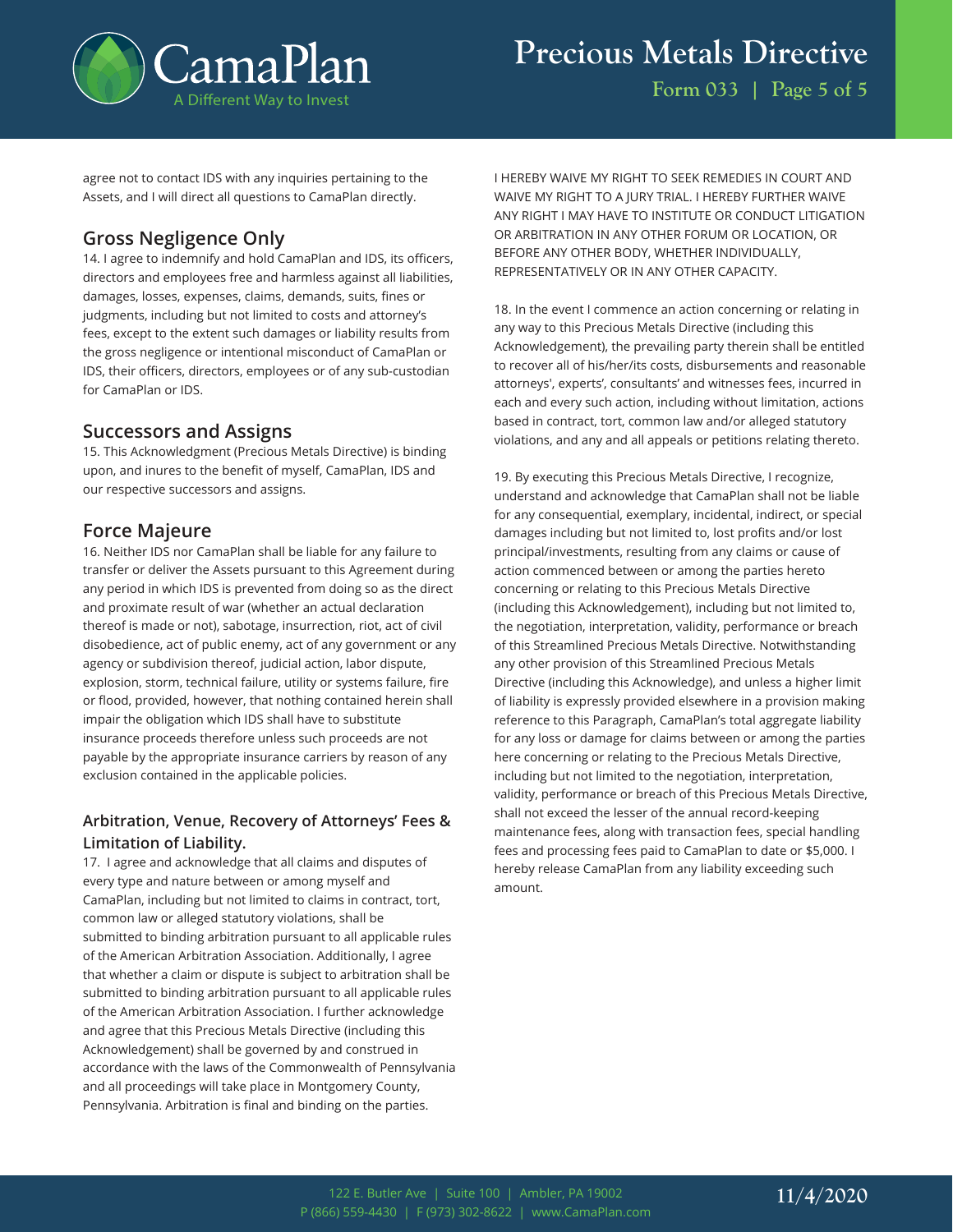agree not to contact IDS with any inquiries pertaining to the Assets, and I will direct all questions to CamaPlan directly.

## Gross Negligence Only

14. I agree to indemnify and hold CamaPlan and IDS, its officers, directors and employees free and harmless against all liabilities, damages, losses, expenses, claims, demands, suits, fines or judgments, including but not limited to costs and attorney's fees, except to the extent such damages or liability results from the gross negligence or intentional misconduct of CamaPlan or IDS, their officers, directors, employees or of any sub-custodian for CamaPlan or IDS.

## Successors and Assigns

15. This Acknowledgment (Precious Metals Directive) is binding upon, and inures to the benefit of myself, CamaPlan, IDS and our respective successors and assigns.

## Force Majeure

16. Neither IDS nor CamaPlan shall be liable for any failure to transfer or deliver the Assets pursuant to this Agreement during any period in which IDS is prevented from doing so as the direct and proximate result of war (whether an actual declaration thereof is made or not), sabotage, insurrection, riot, act of civil disobedience, act of public enemy, act of any government or any agency or subdivision thereof, judicial action, labor dispute, explosion, storm, technical failure, utility or systems failure, fire or flood, provided, however, that nothing contained herein shall impair the obligation which IDS shall have to substitute insurance proceeds therefore unless such proceeds are not payable by the appropriate insurance carriers by reason of any exclusion contained in the applicable policies.

### Arbitration, Venue, Recovery of Attorneys' Fees & Limitation of Liability.

17. I agree and acknowledge that all claims and disputes of every type and nature between or among myself and CamaPlan, including but not limited to claims in contract, tort, common law or alleged statutory violations, shall be submitted to binding arbitration pursuant to all applicable rules of the American Arbitration Association. Additionally, I agree that whether a claim or dispute is subject to arbitration shall be submitted to binding arbitration pursuant to all applicable rules of the American Arbitration Association. I further acknowledge and agree that this Precious Metals Directive (including this Acknowledgement) shall be governed by and construed in accordance with the laws of the Commonwealth of Pennsylvania and all proceedings will take place in Montgomery County, Pennsylvania. Arbitration is final and binding on the parties.

I HEREBY WAIVE MY RIGHT TO SEEK REMEDIES IN COURT AND WAIVE MY RIGHT TO A JURY TRIAL. I HEREBY FURTHER WAIVE ANY RIGHT I MAY HAVE TO INSTITUTE OR CONDUCT LITIGATION OR ARBITRATION IN ANY OTHER FORUM OR LOCATION, OR BEFORE ANY OTHER BODY, WHETHER INDIVIDUALLY, REPRESENTATIVELY OR IN ANY OTHER CAPACITY.

18. In the event I commence an action concerning or relating in any way to this Precious Metals Directive (including this Acknowledgement), the prevailing party therein shall be entitled to recover all of his/her/its costs, disbursements and reasonable attorneys', experts', consultants' and witnesses fees, incurred in each and every such action, including without limitation, actions based in contract, tort, common law and/or alleged statutory violations, and any and all appeals or petitions relating thereto.

19. By executing this Precious Metals Directive, I recognize, understand and acknowledge that CamaPlan shall not be liable for any consequential, exemplary, incidental, indirect, or special damages including but not limited to, lost profits and/or lost principal/investments, resulting from any claims or cause of action commenced between or among the parties hereto concerning or relating to this Precious Metals Directive (including this Acknowledgement), including but not limited to, the negotiation, interpretation, validity, performance or breach of this Streamlined Precious Metals Directive. Notwithstanding any other provision of this Streamlined Precious Metals Directive (including this Acknowledge), and unless a higher limit of liability is expressly provided elsewhere in a provision making reference to this Paragraph, CamaPlan's total aggregate liability for any loss or damage for claims between or among the parties here concerning or relating to the Precious Metals Directive, including but not limited to the negotiation, interpretation, validity, performance or breach of this Precious Metals Directive, shall not exceed the lesser of the annual record-keeping maintenance fees, along with transaction fees, special handling fees and processing fees paid to CamaPlan to date or $5,000. I hereby release CamaPlan from any liability exceeding such amount.